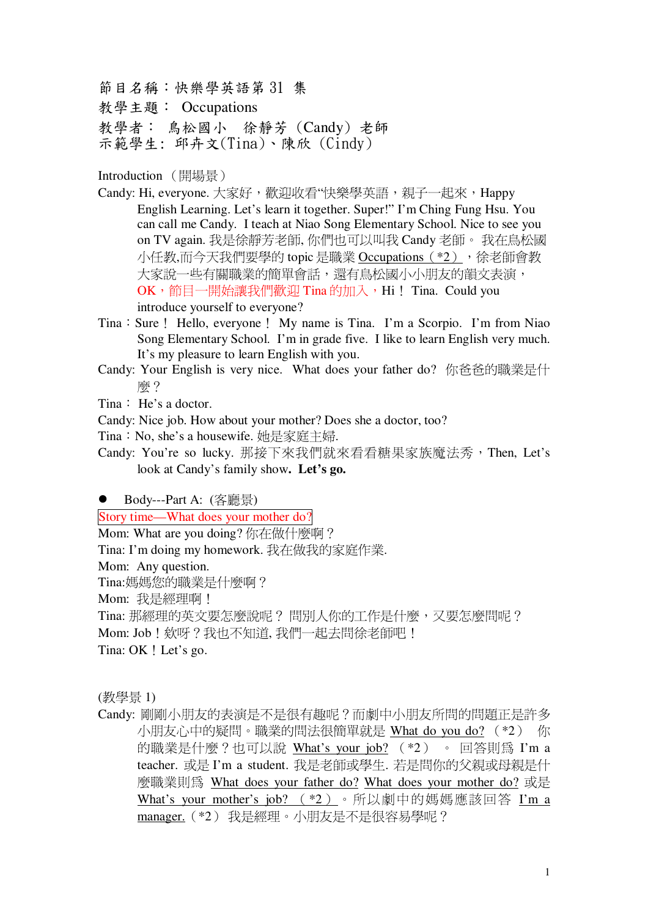節目名稱：快樂學英語第 31 集
教學主題： Occupations
教學者： 鳥松國小 徐靜芳（Candy）老師
示範學生: 邱卉文(Tina)、陳欣（Cindy）

Introduction （開場景）

Candy: Hi, everyone. 大家好，歡迎收看“快樂學英語，親子一起來，Happy English Learning. Let's learn it together. Super!" I'm Ching Fung Hsu. You can call me Candy. I teach at Niao Song Elementary School. Nice to see you on TV again. 我是徐靜芳老師, 你們也可以叫我 Candy 老師。 我在鳥松國小任教,而今天我們要學的 topic 是職業 Occupations（*2），徐老師會教大家說一些有關職業的簡單會話，還有鳥松國小小朋友的韻文表演，OK，節目一開始讓我們歡迎 Tina 的加入，Hi！ Tina. Could you introduce yourself to everyone?

Tina：Sure！ Hello, everyone！ My name is Tina. I'm a Scorpio. I'm from Niao Song Elementary School. I'm in grade five. I like to learn English very much. It's my pleasure to learn English with you.

Candy: Your English is very nice. What does your father do? 你爸爸的職業是什麼？

Tina： He's a doctor.

Candy: Nice job. How about your mother? Does she a doctor, too?

Tina：No, she's a housewife. 她是家庭主婦.

Candy: You're so lucky. 那接下來我們就來看看糖果家族魔法秀，Then, Let's look at Candy's family show. **Let's go.**

- Body---Part A: (客廳景)

Story time—What does your mother do?

Mom: What are you doing? 你在做什麼啊？

Tina: I'm doing my homework. 我在做我的家庭作業.

Mom: Any question.

Tina:媽媽您的職業是什麼啊？

Mom: 我是經理啊！

Tina: 那經理的英文要怎麼說呢？ 問別人你的工作是什麼，又要怎麼問呢？

Mom: Job！欸呀？我也不知道, 我們一起去問徐老師吧！

Tina: OK！Let's go.

(教學景 1)

Candy: 剛剛小朋友的表演是不是很有趣呢？而劇中小朋友所問的問題正是許多小朋友心中的疑問。職業的問法很簡單就是 What do you do? （*2） 你的職業是什麼？也可以說 What's your job? （*2） 。 回答則爲 I'm a teacher. 或是 I'm a student. 我是老師或學生. 若是問你的父親或母親是什麼職業則爲 What does your father do? What does your mother do? 或是 What's your mother's job? （*2）。所以劇中的媽媽應該回答 I'm a manager.（*2） 我是經理。小朋友是不是很容易學呢？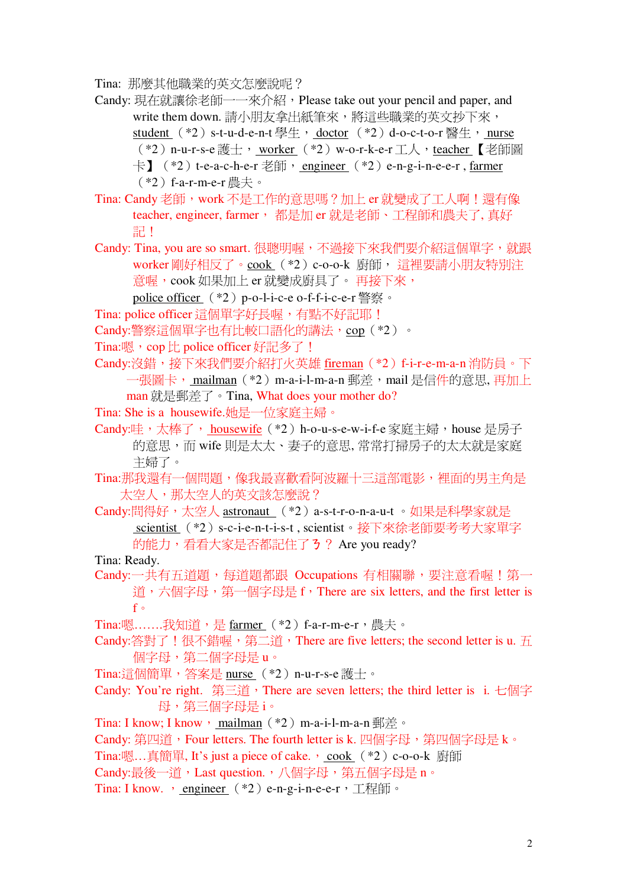Tina: 那麼其他職業的英文怎麼說呢？

Candy: 現在就讓徐老師一一來介紹，Please take out your pencil and paper, and write them down. 請小朋友拿出紙筆來，將這些職業的英文抄下來，student （*2）s-t-u-d-e-n-t 學生， doctor （*2）d-o-c-t-o-r 醫生， nurse （*2）n-u-r-s-e 護士， worker （*2）w-o-r-k-e-r 工人，teacher 【老師圖卡】（*2）t-e-a-c-h-e-r 老師， engineer （*2）e-n-g-i-n-e-e-r , farmer （*2）f-a-r-m-e-r 農夫。

Tina: Candy 老師，work 不是工作的意思嗎？加上 er 就變成了工人啊！還有像 teacher, engineer, farmer， 都是加 er 就是老師、工程師和農夫了, 真好記！

Candy: Tina, you are so smart. 很聰明喔，不過接下來我們要介紹這個單字，就跟 worker 剛好相反了。cook （*2）c-o-o-k 廚師， 這裡要請小朋友特別注意喔，cook 如果加上 er 就變成廚具了。 再接下來，police officer （*2）p-o-l-i-c-e o-f-f-i-c-e-r 警察。

Tina: police officer 這個單字好長喔，有點不好記耶！

Candy:警察這個單字也有比較口語化的講法，cop（*2）。

Tina:嗯，cop 比 police officer 好記多了！

Candy:沒錯，接下來我們要介紹打火英雄 fireman（*2）f-i-r-e-m-a-n 消防員。下一張圖卡， mailman（*2）m-a-i-l-m-a-n 郵差，mail 是信件的意思, 再加上 man 就是郵差了。Tina, What does your mother do?

Tina: She is a housewife.她是一位家庭主婦。

Candy:哇，太棒了， housewife（*2）h-o-u-s-e-w-i-f-e 家庭主婦，house 是房子的意思，而 wife 則是太太、妻子的意思, 常常打掃房子的太太就是家庭主婦了。

Tina:那我還有一個問題，像我最喜歡看阿波羅十三這部電影，裡面的男主角是太空人，那太空人的英文該怎麼說？

Candy:問得好，太空人 astronaut （*2）a-s-t-r-o-n-a-u-t 。如果是科學家就是 scientist （*2）s-c-i-e-n-t-i-s-t , scientist。接下來徐老師要考考大家單字的能力，看看大家是否都記住了ㄋ？ Are you ready?

Tina: Ready.

Candy:一共有五道題，每道題都跟 Occupations 有相關聯，要注意看喔！第一道，六個字母，第一個字母是 f，There are six letters, and the first letter is f。

Tina:嗯.......我知道，是 farmer （*2）f-a-r-m-e-r，農夫。

Candy:答對了！很不錯喔，第二道，There are five letters; the second letter is u. 五個字母，第二個字母是 u。

Tina:這個簡單，答案是 nurse （*2）n-u-r-s-e 護士。

Candy: You're right. 第三道，There are seven letters; the third letter is i. 七個字母，第三個字母是 i。

Tina: I know; I know， mailman（*2）m-a-i-l-m-a-n 郵差。

Candy: 第四道，Four letters. The fourth letter is k. 四個字母，第四個字母是 k。

Tina:嗯…真簡單, It's just a piece of cake.， cook （*2）c-o-o-k 廚師

Candy:最後一道，Last question.，八個字母，第五個字母是 n。

Tina: I know. ， engineer （*2）e-n-g-i-n-e-e-r，工程師。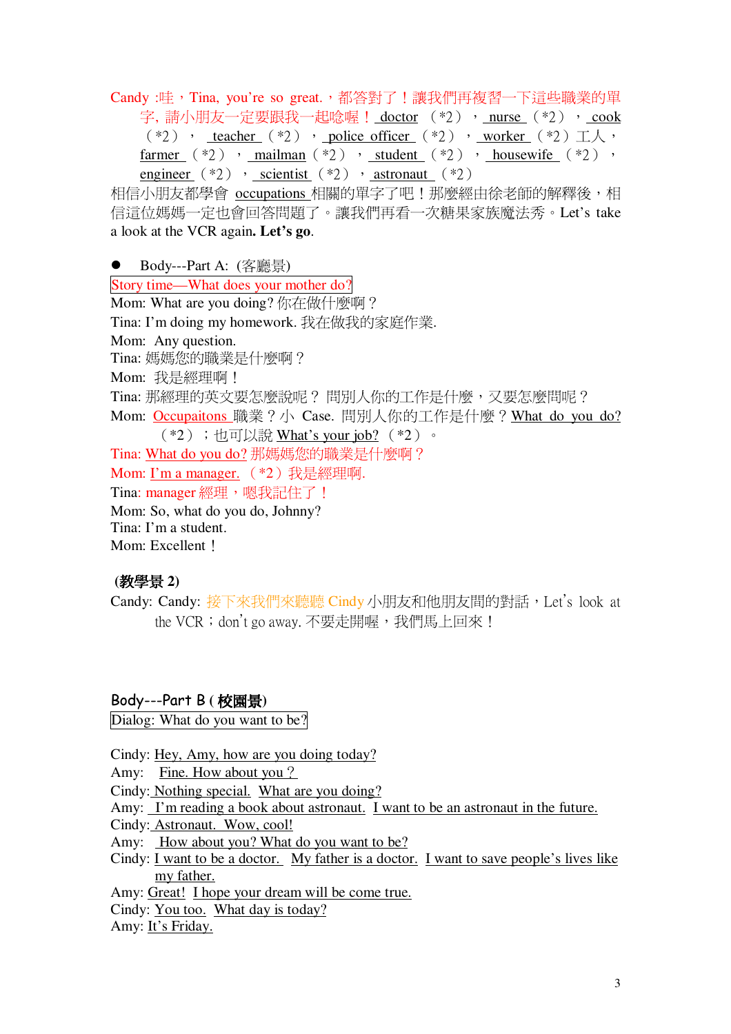Candy :哇，Tina, you're so great.，都答對了！讓我們再複習一下這些職業的單字, 請小朋友一定要跟我一起唸喔！ doctor （*2），nurse （*2），cook （*2），teacher （*2），police officer （*2），worker （*2）工人，farmer （*2），mailman（*2），student （*2），housewife （*2），engineer （*2），scientist （*2），astronaut （*2）

相信小朋友都學會 occupations 相關的單字了吧！那麼經由徐老師的解釋後，相信這位媽媽一定也會回答問題了。讓我們再看一次糖果家族魔法秀。Let's take a look at the VCR again**. Let's go**.

- Body---Part A: (客廳景)

Story time—What does your mother do?

Mom: What are you doing? 你在做什麼啊？

Tina: I'm doing my homework. 我在做我的家庭作業.

Mom: Any question.

Tina: 媽媽您的職業是什麼啊？

Mom: 我是經理啊！

Tina: 那經理的英文要怎麼說呢？ 問別人你的工作是什麼，又要怎麼問呢？

Mom: Occupaitons 職業？小 Case. 問別人你的工作是什麼？What do you do? （*2）；也可以說 What's your job? （*2）。

Tina: What do you do? 那媽媽您的職業是什麼啊？

Mom: I'm a manager. （*2）我是經理啊.

Tina: manager 經理，嗯我記住了！

Mom: So, what do you do, Johnny?

Tina: I'm a student.

Mom: Excellent！

**(教學景 2)**

Candy: Candy: 接下來我們來聽聽 Cindy 小朋友和他朋友間的對話，Let's look at the VCR；don't go away. 不要走開喔，我們馬上回來！

Body---Part B (**校園景**)

Dialog: What do you want to be?

Cindy: Hey, Amy, how are you doing today?

Amy: Fine. How about you？

Cindy: Nothing special. What are you doing?

Amy: I'm reading a book about astronaut. I want to be an astronaut in the future.

Cindy: Astronaut. Wow, cool!

Amy: How about you? What do you want to be?

Cindy: I want to be a doctor. My father is a doctor. I want to save people's lives like my father.

Amy: Great! I hope your dream will be come true.

Cindy: You too. What day is today?

Amy: It's Friday.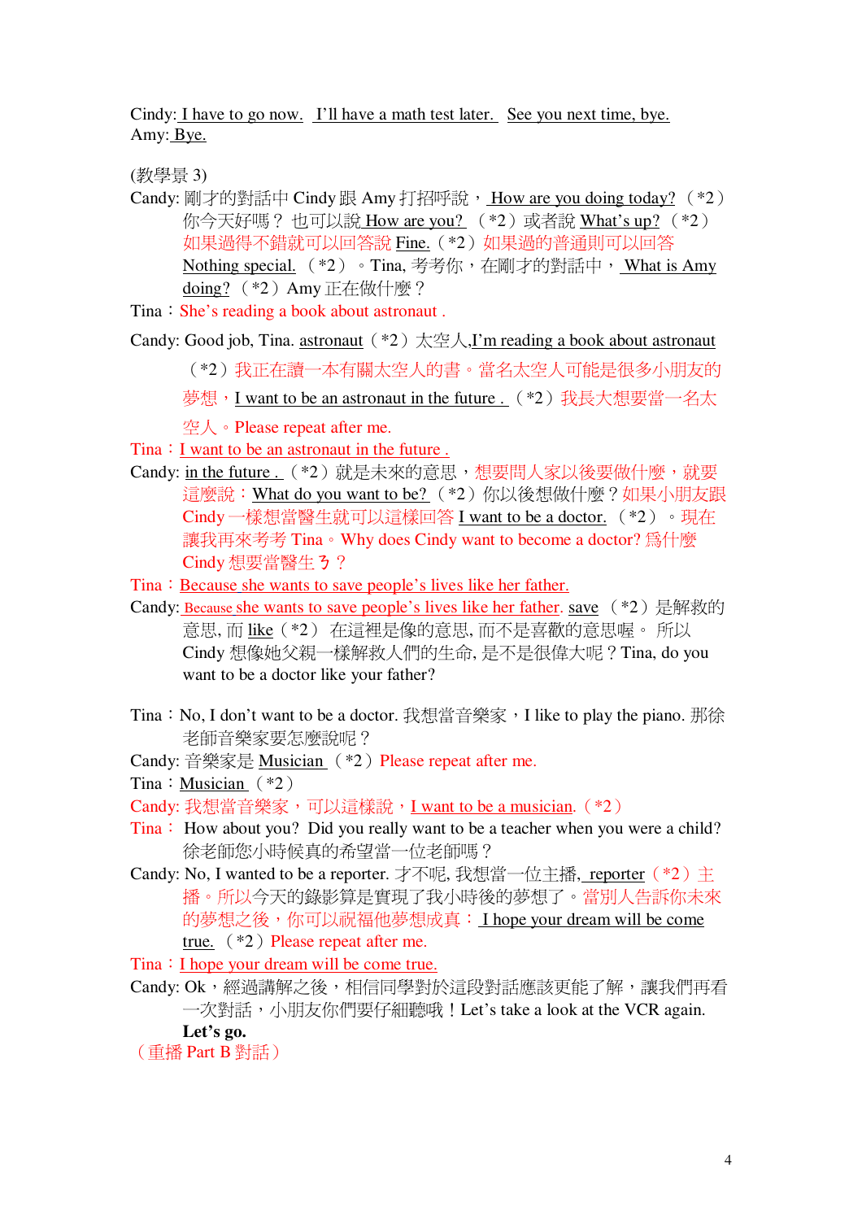Cindy: I have to go now. I'll have a math test later. See you next time, bye.
Amy: Bye.

(教學景 3)

Candy: 剛才的對話中 Cindy 跟 Amy 打招呼說， How are you doing today? （*2）你今天好嗎？ 也可以說 How are you? （*2）或者說 What's up? （*2）如果過得不錯就可以回答說 Fine.（*2）如果過的普通則可以回答 Nothing special. （*2）。Tina, 考考你，在剛才的對話中， What is Amy doing? （*2）Amy 正在做什麼？

Tina：She's reading a book about astronaut .

Candy: Good job, Tina. astronaut（*2）太空人,I'm reading a book about astronaut （*2）我正在讀一本有關太空人的書。當名太空人可能是很多小朋友的夢想，I want to be an astronaut in the future .（*2）我長大想要當一名太空人。Please repeat after me.

Tina：I want to be an astronaut in the future .

Candy: in the future .（*2）就是未來的意思，想要問人家以後要做什麼，就要這麼說：What do you want to be?（*2）你以後想做什麼？如果小朋友跟 Cindy 一樣想當醫生就可以這樣回答 I want to be a doctor. （*2）。現在讓我再來考考 Tina。Why does Cindy want to become a doctor? 爲什麼 Cindy 想要當醫生ㄋ？

Tina：Because she wants to save people's lives like her father.

Candy: Because she wants to save people's lives like her father. save （*2）是解救的意思, 而 like（*2） 在這裡是像的意思, 而不是喜歡的意思喔。 所以 Cindy 想像她父親一樣解救人們的生命, 是不是很偉大呢？Tina, do you want to be a doctor like your father?

Tina：No, I don't want to be a doctor. 我想當音樂家，I like to play the piano. 那徐老師音樂家要怎麼說呢？

Candy: 音樂家是 Musician （*2）Please repeat after me.

Tina：Musician （*2）

Candy: 我想當音樂家，可以這樣說，I want to be a musician.（*2）

Tina： How about you? Did you really want to be a teacher when you were a child? 徐老師您小時候真的希望當一位老師嗎？

Candy: No, I wanted to be a reporter. 才不呢, 我想當一位主播, reporter（*2）主播。所以今天的錄影算是實現了我小時後的夢想了。當別人告訴你未來的夢想之後，你可以祝福他夢想成真： I hope your dream will be come true. （*2）Please repeat after me.

Tina：I hope your dream will be come true.

Candy: Ok，經過講解之後，相信同學對於這段對話應該更能了解，讓我們再看一次對話，小朋友你們要仔細聽哦！Let's take a look at the VCR again. **Let's go.**

（重播 Part B 對話）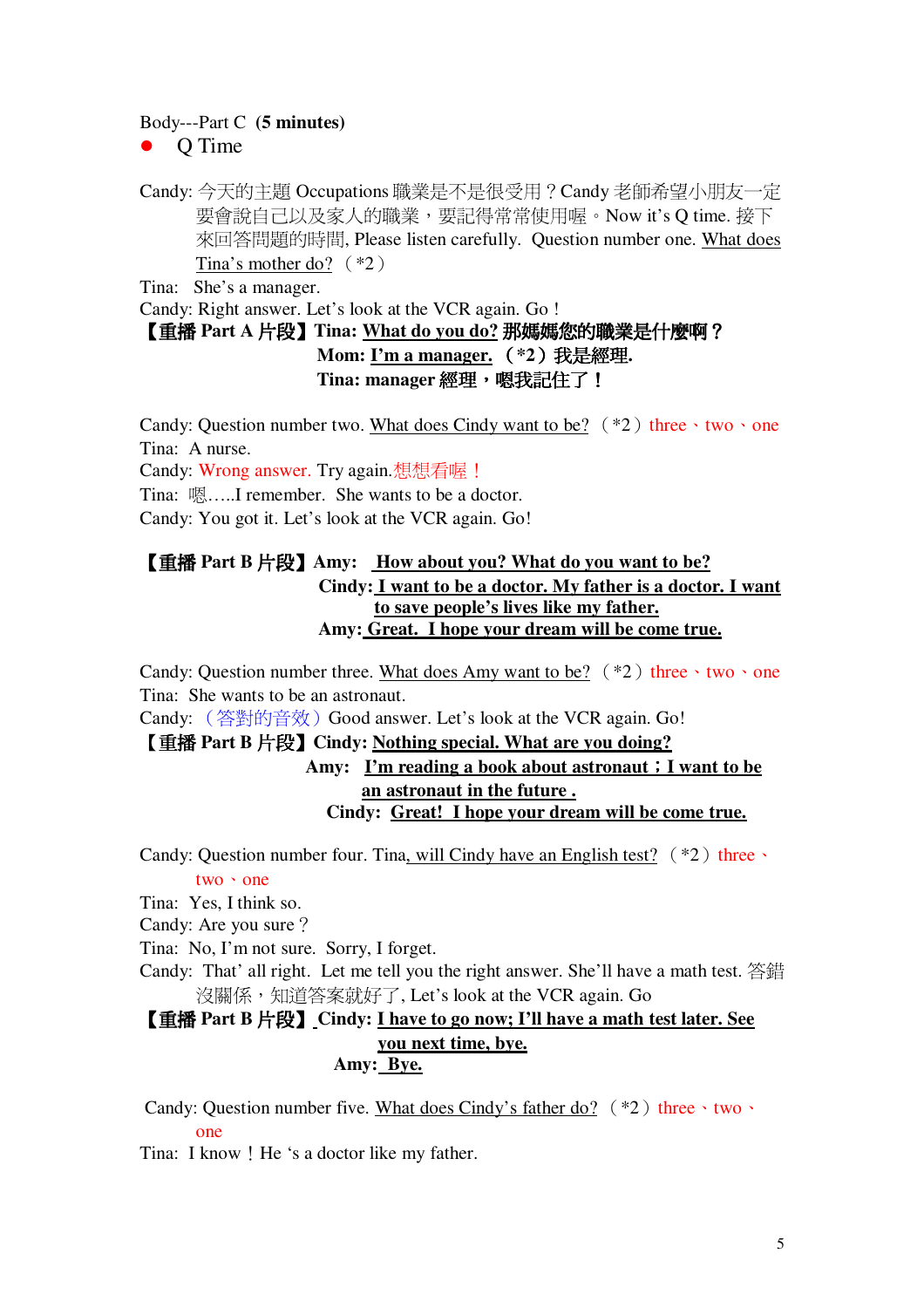Body---Part C **(5 minutes)**

- Q Time

Candy: 今天的主題 Occupations 職業是不是很受用？Candy 老師希望小朋友一定要會說自己以及家人的職業，要記得常常使用喔。Now it's Q time. 接下來回答問題的時間, Please listen carefully. Question number one. <u>What does Tina's mother do?</u> （*2）

Tina: She's a manager.

Candy: Right answer. Let's look at the VCR again. Go！

**【重播 Part A 片段】Tina: <u>What do you do?</u> 那媽媽您的職業是什麼啊？**
**Mom: <u>I'm a manager.</u> （*2）我是經理.**
**Tina: manager 經理，嗯我記住了！**

Candy: Question number two. <u>What does Cindy want to be?</u> （*2）three、two、one

Tina: A nurse.

Candy: Wrong answer. Try again.想想看喔！

Tina: 嗯…..I remember. She wants to be a doctor.

Candy: You got it. Let's look at the VCR again. Go!

**【重播 Part B 片段】Amy: <u>How about you? What do you want to be?</u>**
**Cindy: <u>I want to be a doctor. My father is a doctor. I want to save people's lives like my father.</u>**
**Amy: <u>Great. I hope your dream will be come true.</u>**

Candy: Question number three. <u>What does Amy want to be?</u> （*2）three、two、one

Tina: She wants to be an astronaut.

Candy: （答對的音效）Good answer. Let's look at the VCR again. Go!

**【重播 Part B 片段】Cindy: <u>Nothing special. What are you doing?</u>**
**Amy: <u>I'm reading a book about astronaut；I want to be an astronaut in the future .</u>**
**Cindy: <u>Great! I hope your dream will be come true.</u>**

Candy: Question number four. Tina<u>, will Cindy have an English test?</u> （*2）three、two、one

Tina: Yes, I think so.

Candy: Are you sure？

Tina: No, I'm not sure. Sorry, I forget.

Candy: That' all right. Let me tell you the right answer. She'll have a math test. 答錯沒關係，知道答案就好了, Let's look at the VCR again. Go

**【重播 Part B 片段】Cindy: <u>I have to go now; I'll have a math test later. See you next time, bye.</u>**
**Amy: <u>Bye.</u>**

Candy: Question number five. <u>What does Cindy's father do?</u> （*2）three、two、one

Tina: I know！He 's a doctor like my father.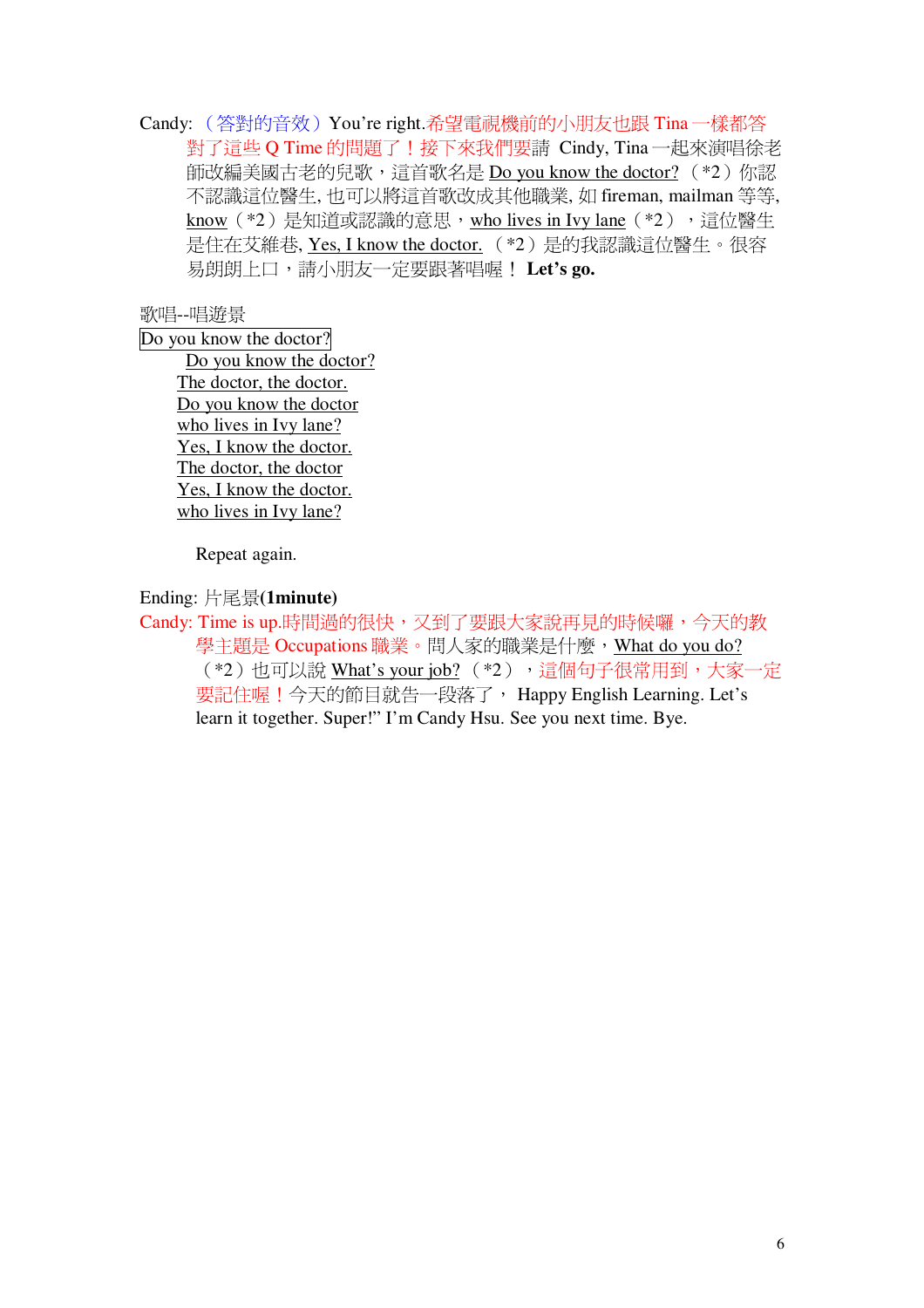Candy: （答對的音效）You're right.希望電視機前的小朋友也跟 Tina 一樣都答對了這些 Q Time 的問題了！接下來我們要請 Cindy, Tina 一起來演唱徐老師改編美國古老的兒歌，這首歌名是 Do you know the doctor? （*2）你認不認識這位醫生, 也可以將這首歌改成其他職業, 如 fireman, mailman 等等, know（*2）是知道或認識的意思，who lives in Ivy lane（*2），這位醫生是住在艾維巷, Yes, I know the doctor. （*2）是的我認識這位醫生。很容易朗朗上口，請小朋友一定要跟著唱喔！ **Let's go.**

歌唱--唱遊景

Do you know the doctor?

Do you know the doctor?
The doctor, the doctor.
Do you know the doctor
who lives in Ivy lane?
Yes, I know the doctor.
The doctor, the doctor
Yes, I know the doctor.
who lives in Ivy lane?

Repeat again.

Ending: 片尾景**(1minute)**

Candy: Time is up.時間過的很快，又到了要跟大家說再見的時候囉，今天的教學主題是 Occupations 職業。問人家的職業是什麼，What do you do? （*2）也可以說 What's your job? （*2），這個句子很常用到，大家一定要記住喔！今天的節目就告一段落了， Happy English Learning. Let's learn it together. Super!" I'm Candy Hsu. See you next time. Bye.